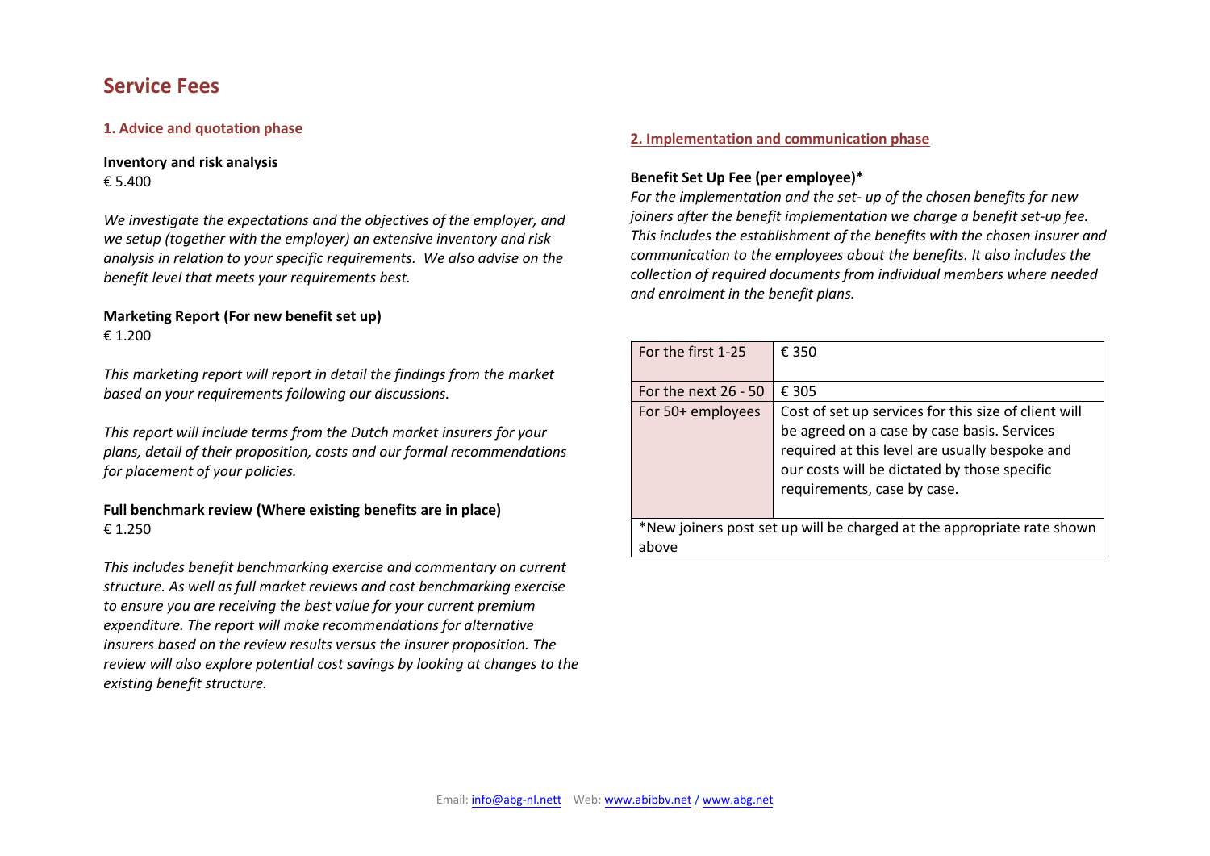# Service Fees

## 1. Advice and quotation phase

**Inventory and risk analysis**
€ 5.400

*We investigate the expectations and the objectives of the employer, and we setup (together with the employer) an extensive inventory and risk analysis in relation to your specific requirements. We also advise on the benefit level that meets your requirements best.*

**Marketing Report (For new benefit set up)**
€ 1.200

*This marketing report will report in detail the findings from the market based on your requirements following our discussions.*

*This report will include terms from the Dutch market insurers for your plans, detail of their proposition, costs and our formal recommendations for placement of your policies.*

**Full benchmark review (Where existing benefits are in place)**
€ 1.250

*This includes benefit benchmarking exercise and commentary on current structure. As well as full market reviews and cost benchmarking exercise to ensure you are receiving the best value for your current premium expenditure. The report will make recommendations for alternative insurers based on the review results versus the insurer proposition. The review will also explore potential cost savings by looking at changes to the existing benefit structure.*

## 2. Implementation and communication phase

**Benefit Set Up Fee (per employee)***

*For the implementation and the set- up of the chosen benefits for new joiners after the benefit implementation we charge a benefit set-up fee. This includes the establishment of the benefits with the chosen insurer and communication to the employees about the benefits. It also includes the collection of required documents from individual members where needed and enrolment in the benefit plans.*

| | |
|---|---|
| For the first 1-25 | € 350 |
| For the next 26 - 50 | € 305 |
| For 50+ employees | Cost of set up services for this size of client will be agreed on a case by case basis. Services required at this level are usually bespoke and our costs will be dictated by those specific requirements, case by case. |
| *New joiners post set up will be charged at the appropriate rate shown above | |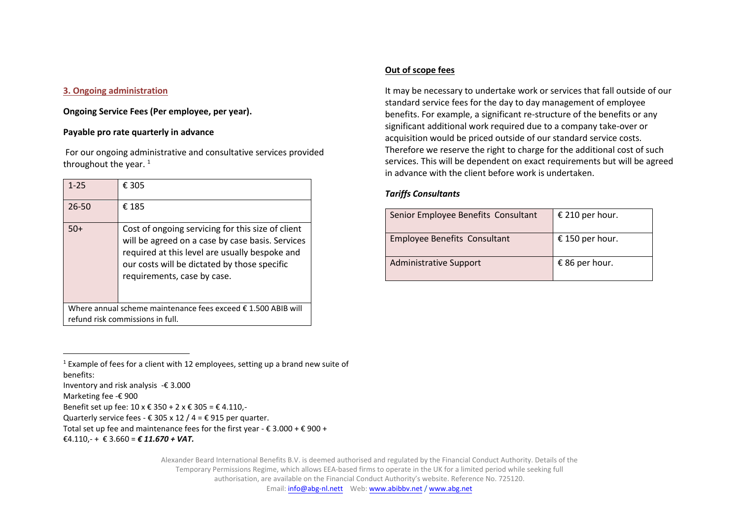### 3. Ongoing administration

**Ongoing Service Fees (Per employee, per year).**

**Payable pro rate quarterly in advance**

For our ongoing administrative and consultative services provided throughout the year. [1]

| | |
|---|---|
| 1-25 | € 305 |
| 26-50 | € 185 |
| 50+ | Cost of ongoing servicing for this size of client will be agreed on a case by case basis. Services required at this level are usually bespoke and our costs will be dictated by those specific requirements, case by case. |
| Where annual scheme maintenance fees exceed € 1.500 ABIB will refund risk commissions in full. | |

[1] Example of fees for a client with 12 employees, setting up a brand new suite of benefits:
Inventory and risk analysis -€ 3.000
Marketing fee -€ 900
Benefit set up fee: 10 x € 350 + 2 x € 305 = € 4.110,-
Quarterly service fees - € 305 x 12 / 4 = € 915 per quarter.
Total set up fee and maintenance fees for the first year - € 3.000 + € 900 + €4.110,- + € 3.660 = ***€ 11.670 + VAT.***

**Out of scope fees**

It may be necessary to undertake work or services that fall outside of our standard service fees for the day to day management of employee benefits. For example, a significant re-structure of the benefits or any significant additional work required due to a company take-over or acquisition would be priced outside of our standard service costs. Therefore we reserve the right to charge for the additional cost of such services. This will be dependent on exact requirements but will be agreed in advance with the client before work is undertaken.

***Tariffs Consultants***

| | |
|---|---|
| Senior Employee Benefits Consultant | € 210 per hour. |
| Employee Benefits Consultant | € 150 per hour. |
| Administrative Support | € 86 per hour. |

Alexander Beard International Benefits B.V. is deemed authorised and regulated by the Financial Conduct Authority. Details of the Temporary Permissions Regime, which allows EEA-based firms to operate in the UK for a limited period while seeking full authorisation, are available on the Financial Conduct Authority's website. Reference No. 725120.
Email: info@abg-nl.nett Web: www.abibbv.net / www.abg.net